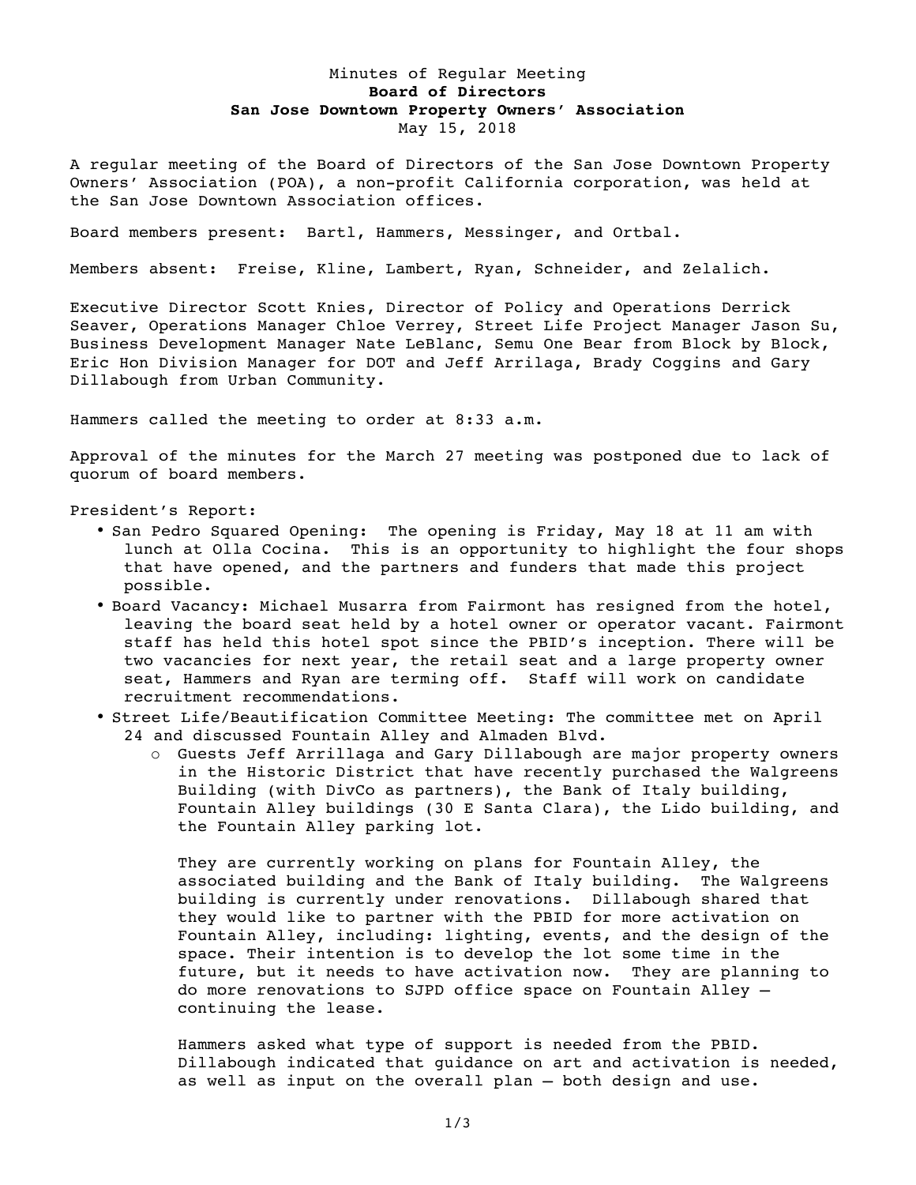Minutes of Regular Meeting
**Board of Directors**
**San Jose Downtown Property Owners' Association**
May 15, 2018

A regular meeting of the Board of Directors of the San Jose Downtown Property Owners' Association (POA), a non-profit California corporation, was held at the San Jose Downtown Association offices.

Board members present: Bartl, Hammers, Messinger, and Ortbal.

Members absent: Freise, Kline, Lambert, Ryan, Schneider, and Zelalich.

Executive Director Scott Knies, Director of Policy and Operations Derrick Seaver, Operations Manager Chloe Verrey, Street Life Project Manager Jason Su, Business Development Manager Nate LeBlanc, Semu One Bear from Block by Block, Eric Hon Division Manager for DOT and Jeff Arrilaga, Brady Coggins and Gary Dillabough from Urban Community.

Hammers called the meeting to order at 8:33 a.m.

Approval of the minutes for the March 27 meeting was postponed due to lack of quorum of board members.

President's Report:

- San Pedro Squared Opening: The opening is Friday, May 18 at 11 am with lunch at Olla Cocina. This is an opportunity to highlight the four shops that have opened, and the partners and funders that made this project possible.
- Board Vacancy: Michael Musarra from Fairmont has resigned from the hotel, leaving the board seat held by a hotel owner or operator vacant. Fairmont staff has held this hotel spot since the PBID's inception. There will be two vacancies for next year, the retail seat and a large property owner seat, Hammers and Ryan are terming off. Staff will work on candidate recruitment recommendations.
- Street Life/Beautification Committee Meeting: The committee met on April 24 and discussed Fountain Alley and Almaden Blvd.
    - Guests Jeff Arrillaga and Gary Dillabough are major property owners in the Historic District that have recently purchased the Walgreens Building (with DivCo as partners), the Bank of Italy building, Fountain Alley buildings (30 E Santa Clara), the Lido building, and the Fountain Alley parking lot.

      They are currently working on plans for Fountain Alley, the associated building and the Bank of Italy building. The Walgreens building is currently under renovations. Dillabough shared that they would like to partner with the PBID for more activation on Fountain Alley, including: lighting, events, and the design of the space. Their intention is to develop the lot some time in the future, but it needs to have activation now. They are planning to do more renovations to SJPD office space on Fountain Alley – continuing the lease.

      Hammers asked what type of support is needed from the PBID. Dillabough indicated that guidance on art and activation is needed, as well as input on the overall plan – both design and use.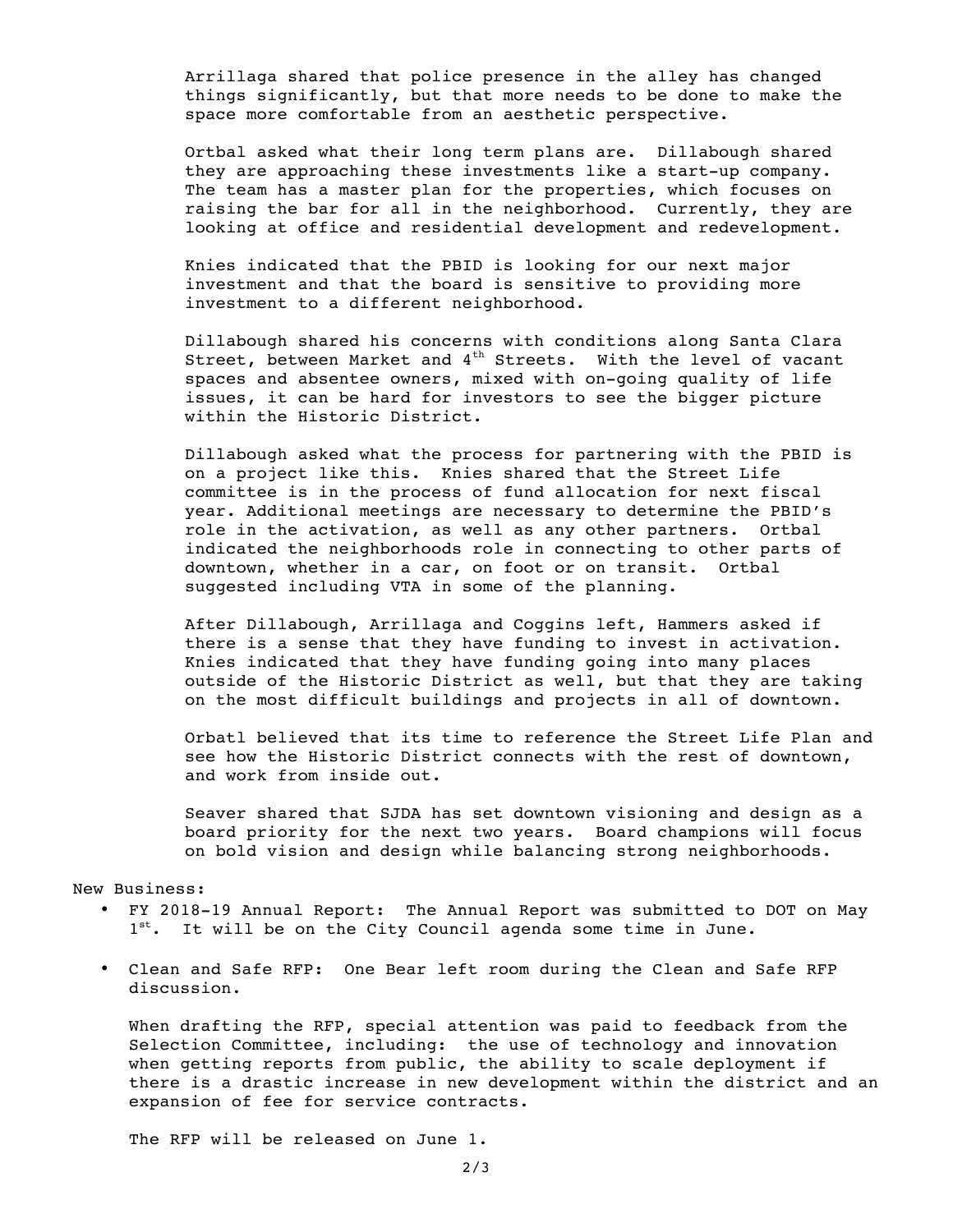Arrillaga shared that police presence in the alley has changed things significantly, but that more needs to be done to make the space more comfortable from an aesthetic perspective.

Ortbal asked what their long term plans are. Dillabough shared they are approaching these investments like a start-up company. The team has a master plan for the properties, which focuses on raising the bar for all in the neighborhood. Currently, they are looking at office and residential development and redevelopment.

Knies indicated that the PBID is looking for our next major investment and that the board is sensitive to providing more investment to a different neighborhood.

Dillabough shared his concerns with conditions along Santa Clara Street, between Market and 4th Streets. With the level of vacant spaces and absentee owners, mixed with on-going quality of life issues, it can be hard for investors to see the bigger picture within the Historic District.

Dillabough asked what the process for partnering with the PBID is on a project like this. Knies shared that the Street Life committee is in the process of fund allocation for next fiscal year. Additional meetings are necessary to determine the PBID's role in the activation, as well as any other partners. Ortbal indicated the neighborhoods role in connecting to other parts of downtown, whether in a car, on foot or on transit. Ortbal suggested including VTA in some of the planning.

After Dillabough, Arrillaga and Coggins left, Hammers asked if there is a sense that they have funding to invest in activation. Knies indicated that they have funding going into many places outside of the Historic District as well, but that they are taking on the most difficult buildings and projects in all of downtown.

Orbatl believed that its time to reference the Street Life Plan and see how the Historic District connects with the rest of downtown, and work from inside out.

Seaver shared that SJDA has set downtown visioning and design as a board priority for the next two years. Board champions will focus on bold vision and design while balancing strong neighborhoods.

New Business:

- FY 2018-19 Annual Report: The Annual Report was submitted to DOT on May 1st. It will be on the City Council agenda some time in June.
- Clean and Safe RFP: One Bear left room during the Clean and Safe RFP discussion.

  When drafting the RFP, special attention was paid to feedback from the Selection Committee, including: the use of technology and innovation when getting reports from public, the ability to scale deployment if there is a drastic increase in new development within the district and an expansion of fee for service contracts.

  The RFP will be released on June 1.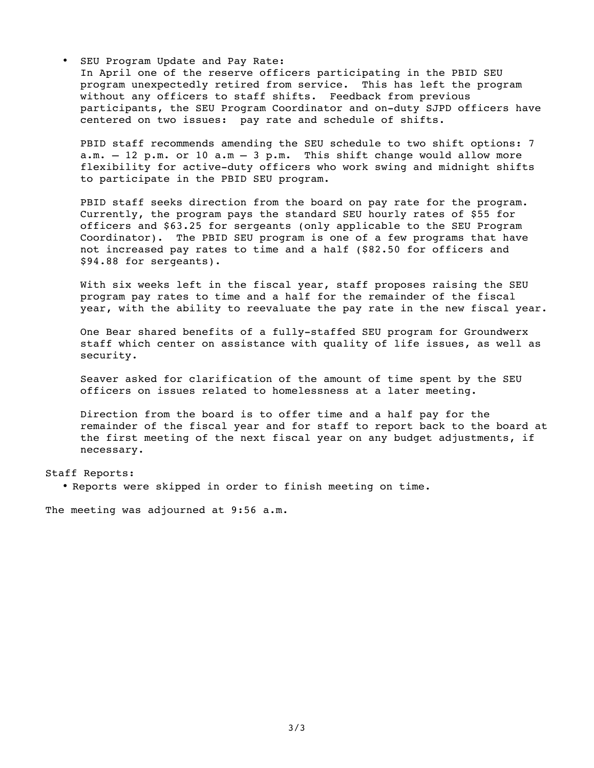- SEU Program Update and Pay Rate:
  In April one of the reserve officers participating in the PBID SEU program unexpectedly retired from service. This has left the program without any officers to staff shifts. Feedback from previous participants, the SEU Program Coordinator and on-duty SJPD officers have centered on two issues: pay rate and schedule of shifts.

  PBID staff recommends amending the SEU schedule to two shift options: 7 a.m. – 12 p.m. or 10 a.m – 3 p.m. This shift change would allow more flexibility for active-duty officers who work swing and midnight shifts to participate in the PBID SEU program.

  PBID staff seeks direction from the board on pay rate for the program. Currently, the program pays the standard SEU hourly rates of $55 for officers and $63.25 for sergeants (only applicable to the SEU Program Coordinator). The PBID SEU program is one of a few programs that have not increased pay rates to time and a half ($82.50 for officers and $94.88 for sergeants).

  With six weeks left in the fiscal year, staff proposes raising the SEU program pay rates to time and a half for the remainder of the fiscal year, with the ability to reevaluate the pay rate in the new fiscal year.

  One Bear shared benefits of a fully-staffed SEU program for Groundwerx staff which center on assistance with quality of life issues, as well as security.

  Seaver asked for clarification of the amount of time spent by the SEU officers on issues related to homelessness at a later meeting.

  Direction from the board is to offer time and a half pay for the remainder of the fiscal year and for staff to report back to the board at the first meeting of the next fiscal year on any budget adjustments, if necessary.

Staff Reports:

- Reports were skipped in order to finish meeting on time.

The meeting was adjourned at 9:56 a.m.